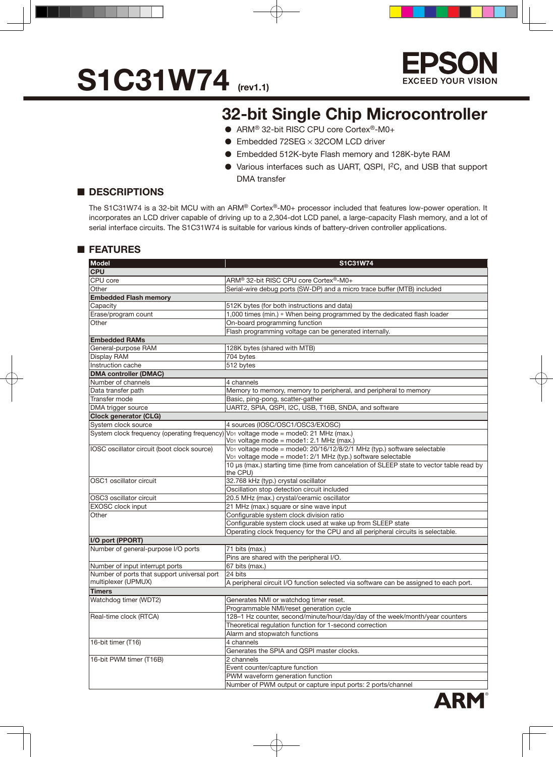# S1C31W74 (rev1.1)

EPSON
EXCEED YOUR VISION

## 32-bit Single Chip Microcontroller

- ARM® 32-bit RISC CPU core Cortex®-M0+
- Embedded 72SEG × 32COM LCD driver
- Embedded 512K-byte Flash memory and 128K-byte RAM
- Various interfaces such as UART, QSPI, I²C, and USB that support DMA transfer

## ■ DESCRIPTIONS

The S1C31W74 is a 32-bit MCU with an ARM® Cortex®-M0+ processor included that features low-power operation. It incorporates an LCD driver capable of driving up to a 2,304-dot LCD panel, a large-capacity Flash memory, and a lot of serial interface circuits. The S1C31W74 is suitable for various kinds of battery-driven controller applications.

## ■ FEATURES

| Model | S1C31W74 |
|---|---|
| **CPU** | |
| CPU core | ARM® 32-bit RISC CPU core Cortex®-M0+ |
| Other | Serial-wire debug ports (SW-DP) and a micro trace buffer (MTB) included |
| **Embedded Flash memory** | |
| Capacity | 512K bytes (for both instructions and data) |
| Erase/program count | 1,000 times (min.) * When being programmed by the dedicated flash loader |
| Other | On-board programming function |
| | Flash programming voltage can be generated internally. |
| **Embedded RAMs** | |
| General-purpose RAM | 128K bytes (shared with MTB) |
| Display RAM | 704 bytes |
| Instruction cache | 512 bytes |
| **DMA controller (DMAC)** | |
| Number of channels | 4 channels |
| Data transfer path | Memory to memory, memory to peripheral, and peripheral to memory |
| Transfer mode | Basic, ping-pong, scatter-gather |
| DMA trigger source | UART2, SPIA, QSPI, I2C, USB, T16B, SNDA, and software |
| **Clock generator (CLG)** | |
| System clock source | 4 sources (IOSC/OSC1/OSC3/EXOSC) |
| System clock frequency (operating frequency) | $V_{D1}$ voltage mode = mode0: 21 MHz (max.)<br>$V_{D1}$ voltage mode = mode1: 2.1 MHz (max.) |
| IOSC oscillator circuit (boot clock source) | $V_{D1}$ voltage mode = mode0: 20/16/12/8/2/1 MHz (typ.) software selectable<br>$V_{D1}$ voltage mode = mode1: 2/1 MHz (typ.) software selectable |
| | 10 µs (max.) starting time (time from cancelation of SLEEP state to vector table read by the CPU) |
| OSC1 oscillator circuit | 32.768 kHz (typ.) crystal oscillator |
| | Oscillation stop detection circuit included |
| OSC3 oscillator circuit | 20.5 MHz (max.) crystal/ceramic oscillator |
| EXOSC clock input | 21 MHz (max.) square or sine wave input |
| Other | Configurable system clock division ratio |
| | Configurable system clock used at wake up from SLEEP state |
| | Operating clock frequency for the CPU and all peripheral circuits is selectable. |
| **I/O port (PPORT)** | |
| Number of general-purpose I/O ports | 71 bits (max.) |
| | Pins are shared with the peripheral I/O. |
| Number of input interrupt ports | 67 bits (max.) |
| Number of ports that support universal port multiplexer (UPMUX) | 24 bits |
| | A peripheral circuit I/O function selected via software can be assigned to each port. |
| **Timers** | |
| Watchdog timer (WDT2) | Generates NMI or watchdog timer reset. |
| | Programmable NMI/reset generation cycle |
| Real-time clock (RTCA) | 128–1 Hz counter, second/minute/hour/day/day of the week/month/year counters |
| | Theoretical regulation function for 1-second correction |
| | Alarm and stopwatch functions |
| 16-bit timer (T16) | 4 channels |
| | Generates the SPIA and QSPI master clocks. |
| 16-bit PWM timer (T16B) | 2 channels |
| | Event counter/capture function |
| | PWM waveform generation function |
| | Number of PWM output or capture input ports: 2 ports/channel |

ARM®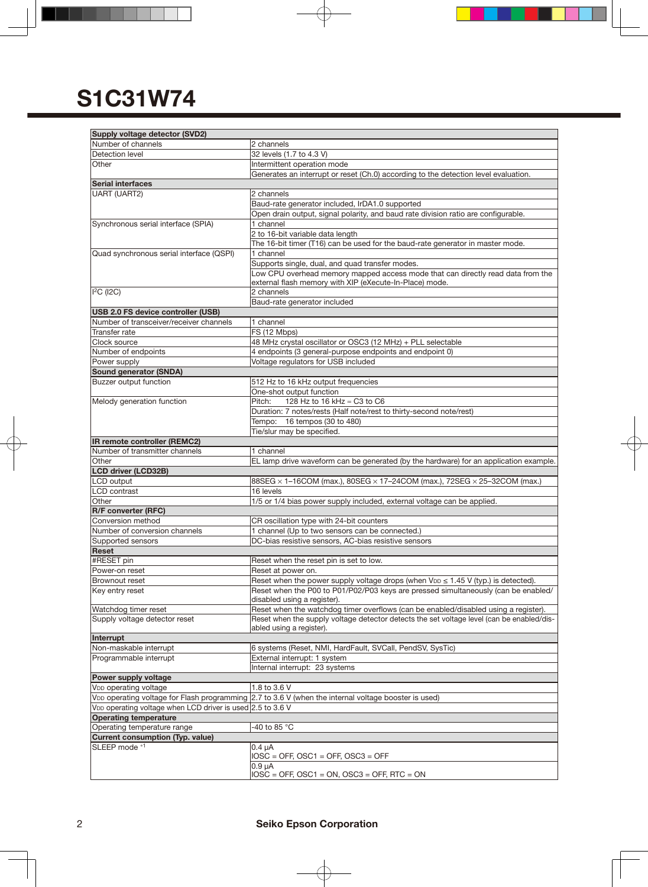# S1C31W74

| | |
|---|---|
| **Supply voltage detector (SVD2)** | |
| Number of channels | 2 channels |
| Detection level | 32 levels (1.7 to 4.3 V) |
| Other | Intermittent operation mode |
| | Generates an interrupt or reset (Ch.0) according to the detection level evaluation. |
| **Serial interfaces** | |
| UART (UART2) | 2 channels |
| | Baud-rate generator included, IrDA1.0 supported |
| | Open drain output, signal polarity, and baud rate division ratio are configurable. |
| Synchronous serial interface (SPIA) | 1 channel |
| | 2 to 16-bit variable data length |
| | The 16-bit timer (T16) can be used for the baud-rate generator in master mode. |
| Quad synchronous serial interface (QSPI) | 1 channel |
| | Supports single, dual, and quad transfer modes. |
| | Low CPU overhead memory mapped access mode that can directly read data from the external flash memory with XIP (eXecute-In-Place) mode. |
| $I^2C$ (I2C) | 2 channels |
| | Baud-rate generator included |
| **USB 2.0 FS device controller (USB)** | |
| Number of transceiver/receiver channels | 1 channel |
| Transfer rate | FS (12 Mbps) |
| Clock source | 48 MHz crystal oscillator or OSC3 (12 MHz) + PLL selectable |
| Number of endpoints | 4 endpoints (3 general-purpose endpoints and endpoint 0) |
| Power supply | Voltage regulators for USB included |
| **Sound generator (SNDA)** | |
| Buzzer output function | 512 Hz to 16 kHz output frequencies |
| | One-shot output function |
| Melody generation function | Pitch: 128 Hz to 16 kHz = C3 to C6 |
| | Duration: 7 notes/rests (Half note/rest to thirty-second note/rest) |
| | Tempo: 16 tempos (30 to 480) |
| | Tie/slur may be specified. |
| **IR remote controller (REMC2)** | |
| Number of transmitter channels | 1 channel |
| Other | EL lamp drive waveform can be generated (by the hardware) for an application example. |
| **LCD driver (LCD32B)** | |
| LCD output | 88SEG × 1–16COM (max.), 80SEG × 17–24COM (max.), 72SEG × 25–32COM (max.) |
| LCD contrast | 16 levels |
| Other | 1/5 or 1/4 bias power supply included, external voltage can be applied. |
| **R/F converter (RFC)** | |
| Conversion method | CR oscillation type with 24-bit counters |
| Number of conversion channels | 1 channel (Up to two sensors can be connected.) |
| Supported sensors | DC-bias resistive sensors, AC-bias resistive sensors |
| **Reset** | |
| #RESET pin | Reset when the reset pin is set to low. |
| Power-on reset | Reset at power on. |
| Brownout reset | Reset when the power supply voltage drops (when $V_{DD} \leq 1.45$ V (typ.) is detected). |
| Key entry reset | Reset when the P00 to P01/P02/P03 keys are pressed simultaneously (can be enabled/disabled using a register). |
| Watchdog timer reset | Reset when the watchdog timer overflows (can be enabled/disabled using a register). |
| Supply voltage detector reset | Reset when the supply voltage detector detects the set voltage level (can be enabled/disabled using a register). |
| **Interrupt** | |
| Non-maskable interrupt | 6 systems (Reset, NMI, HardFault, SVCall, PendSV, SysTic) |
| Programmable interrupt | External interrupt: 1 system |
| | Internal interrupt: 23 systems |
| **Power supply voltage** | |
| $V_{DD}$ operating voltage | 1.8 to 3.6 V |
| $V_{DD}$ operating voltage for Flash programming | 2.7 to 3.6 V (when the internal voltage booster is used) |
| $V_{DD}$ operating voltage when LCD driver is used | 2.5 to 3.6 V |
| **Operating temperature** | |
| Operating temperature range | -40 to 85 °C |
| **Current consumption (Typ. value)** | |
| SLEEP mode *1 | 0.4 µA<br>IOSC = OFF, OSC1 = OFF, OSC3 = OFF |
| | 0.9 µA<br>IOSC = OFF, OSC1 = ON, OSC3 = OFF, RTC = ON |

Seiko Epson Corporation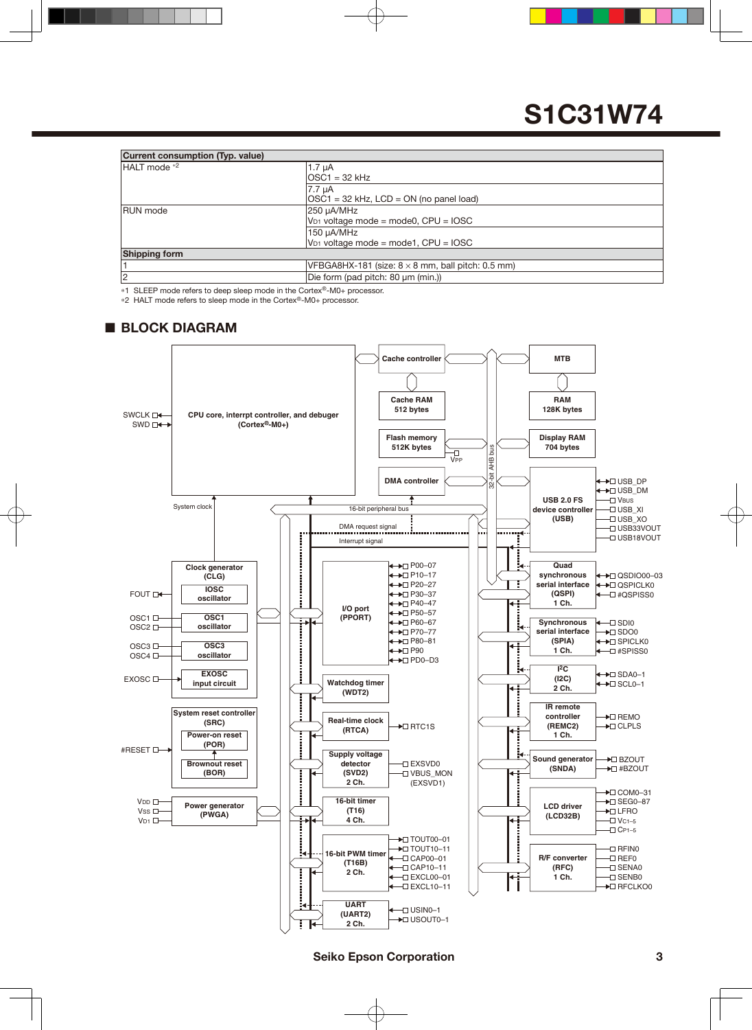# S1C31W74

| Current consumption (Typ. value) | |
|---|---|
| HALT mode *2 | 1.7 µA<br>OSC1 = 32 kHz |
| | 7.7 µA<br>OSC1 = 32 kHz, LCD = ON (no panel load) |
| RUN mode | 250 µA/MHz<br>$V_{D1}$ voltage mode = mode0, CPU = IOSC |
| | 150 µA/MHz<br>$V_{D1}$ voltage mode = mode1, CPU = IOSC |
| **Shipping form** | |
| 1 | VFBGA8HX-181 (size: 8 × 8 mm, ball pitch: 0.5 mm) |
| 2 | Die form (pad pitch: 80 µm (min.)) |

*1 SLEEP mode refers to deep sleep mode in the Cortex®-M0+ processor.
*2 HALT mode refers to sleep mode in the Cortex®-M0+ processor.

## ■ BLOCK DIAGRAM

- CPU core, interrpt controller, and debuger (Cortex®-M0+) — SWCLK, SWD
- Cache controller; Cache RAM 512 bytes
- Flash memory 512K bytes — $V_{PP}$
- DMA controller
- MTB; RAM 128K bytes
- Display RAM 704 bytes
- 32-bit AHB bus; 16-bit peripheral bus; System clock; DMA request signal; Interrupt signal
- USB 2.0 FS device controller (USB) — USB_DP, USB_DM, $V_{BUS}$, USB_XI, USB_XO, USB33VOUT, USB18VOUT
- Clock generator (CLG): IOSC oscillator, OSC1 oscillator, OSC3 oscillator, EXOSC input circuit — FOUT, OSC1, OSC2, OSC3, OSC4, EXOSC
- System reset controller (SRC): Power-on reset (POR), Brownout reset (BOR) — #RESET
- Power generator (PWGA) — $V_{DD}$, $V_{SS}$, $V_{D1}$
- I/O port (PPORT) — P00–07, P10–17, P20–27, P30–37, P40–47, P50–57, P60–67, P70–77, P80–81, P90, PD0–D3
- Watchdog timer (WDT2)
- Real-time clock (RTCA) — RTC1S
- Supply voltage detector (SVD2) 2 Ch. — EXSVD0, VBUS_MON (EXSVD1)
- 16-bit timer (T16) 4 Ch.
- 16-bit PWM timer (T16B) 2 Ch. — TOUT00–01, TOUT10–11, CAP00–01, CAP10–11, EXCL00–01, EXCL10–11
- UART (UART2) 2 Ch. — USIN0–1, USOUT0–1
- Quad synchronous serial interface (QSPI) 1 Ch. — QSDIO00–03, QSPICLK0, #QSPISS0
- Synchronous serial interface (SPIA) 1 Ch. — SDI0, SDO0, SPICLK0, #SPISS0
- I²C (I2C) 2 Ch. — SDA0–1, SCL0–1
- IR remote controller (REMC2) 1 Ch. — REMO, CLPLS
- Sound generator (SNDA) — BZOUT, #BZOUT
- LCD driver (LCD32B) — COM0–31, SEG0–87, LFRO, $V_{C1-5}$, $C_{P1-5}$
- R/F converter (RFC) 1 Ch. — RFIN0, REF0, SENA0, SENB0, RFCLKO0

Seiko Epson Corporation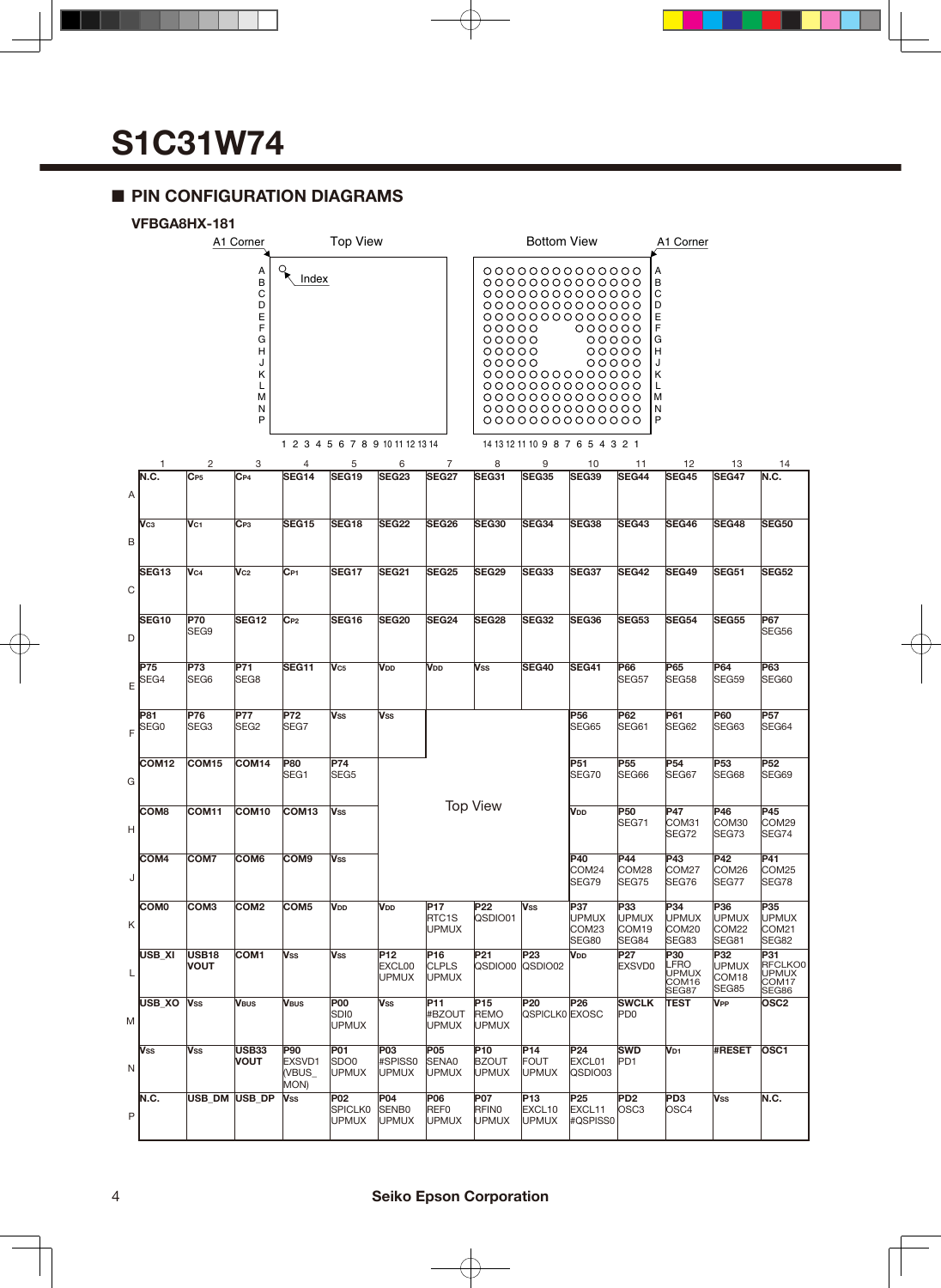# S1C31W74

## ■ PIN CONFIGURATION DIAGRAMS

### VFBGA8HX-181

Top View (A1 Corner, Index) / Bottom View (A1 Corner)

| | 1 | 2 | 3 | 4 | 5 | 6 | 7 | 8 | 9 | 10 | 11 | 12 | 13 | 14 |
|---|---|---|---|---|---|---|---|---|---|---|---|---|---|---|
| A | N.C. | CP5 | CP4 | SEG14 | SEG19 | SEG23 | SEG27 | SEG31 | SEG35 | SEG39 | SEG44 | SEG45 | SEG47 | N.C. |
| B | VC3 | VC1 | CP3 | SEG15 | SEG18 | SEG22 | SEG26 | SEG30 | SEG34 | SEG38 | SEG43 | SEG46 | SEG48 | SEG50 |
| C | SEG13 | VC4 | VC2 | CP1 | SEG17 | SEG21 | SEG25 | SEG29 | SEG33 | SEG37 | SEG42 | SEG49 | SEG51 | SEG52 |
| D | SEG10 | P70 SEG9 | SEG12 | CP2 | SEG16 | SEG20 | SEG24 | SEG28 | SEG32 | SEG36 | SEG53 | SEG54 | SEG55 | P67 SEG56 |
| E | P75 SEG4 | P73 SEG6 | P71 SEG8 | SEG11 | VC5 | VDD | VDD | VSS | SEG40 | SEG41 | P66 SEG57 | P65 SEG58 | P64 SEG59 | P63 SEG60 |
| F | P81 SEG0 | P76 SEG3 | P77 SEG2 | P72 SEG7 | VSS | VSS | | | | P56 SEG65 | P62 SEG61 | P61 SEG62 | P60 SEG63 | P57 SEG64 |
| G | COM12 | COM15 | COM14 | P80 SEG1 | P74 SEG5 | | | | | P51 SEG70 | P55 SEG66 | P54 SEG67 | P53 SEG68 | P52 SEG69 |
| H | COM8 | COM11 | COM10 | COM13 | VSS | | | Top View | | VDD | P50 SEG71 | P47 COM31 SEG72 | P46 COM30 SEG73 | P45 COM29 SEG74 |
| J | COM4 | COM7 | COM6 | COM9 | VSS | | | | | P40 COM24 SEG79 | P44 COM28 SEG75 | P43 COM27 SEG76 | P42 COM26 SEG77 | P41 COM25 SEG78 |
| K | COM0 | COM3 | COM2 | COM5 | VDD | VDD | P17 RTC1S UPMUX | P22 QSDIO01 | VSS | P37 UPMUX COM23 SEG80 | P33 UPMUX COM19 SEG84 | P34 UPMUX COM20 SEG83 | P36 UPMUX COM22 SEG81 | P35 UPMUX COM21 SEG82 |
| L | USB_XI | USB18 VOUT | COM1 | VSS | VSS | P12 EXCL00 UPMUX | P16 CLPLS UPMUX | P21 QSDIO00 | P23 QSDIO02 | VDD | P27 EXSVD0 | P30 LFRO UPMUX COM16 SEG87 | P32 UPMUX COM18 SEG85 | P31 RFCLKO0 UPMUX COM17 SEG86 |
| M | USB_XO | VSS | VBUS | VBUS | P00 SDI0 UPMUX | VSS | P11 #BZOUT UPMUX | P15 REMO UPMUX | P20 QSPICLK0 | P26 EXOSC | SWCLK PD0 | TEST | VPP | OSC2 |
| N | VSS | VSS | USB33 VOUT | P90 EXSVD1 (VBUS_ MON) | P01 SDO0 UPMUX | P03 #SPISS0 UPMUX | P05 SENA0 UPMUX | P10 BZOUT UPMUX | P14 FOUT UPMUX | P24 EXCL01 QSDIO03 | SWD PD1 | VD1 | #RESET | OSC1 |
| P | N.C. | USB_DM | USB_DP | VSS | P02 SPICLK0 UPMUX | P04 SENB0 UPMUX | P06 REF0 UPMUX | P07 RFIN0 UPMUX | P13 EXCL10 UPMUX | P25 EXCL11 #QSPISS0 | PD2 OSC3 | PD3 OSC4 | VSS | N.C. |

Seiko Epson Corporation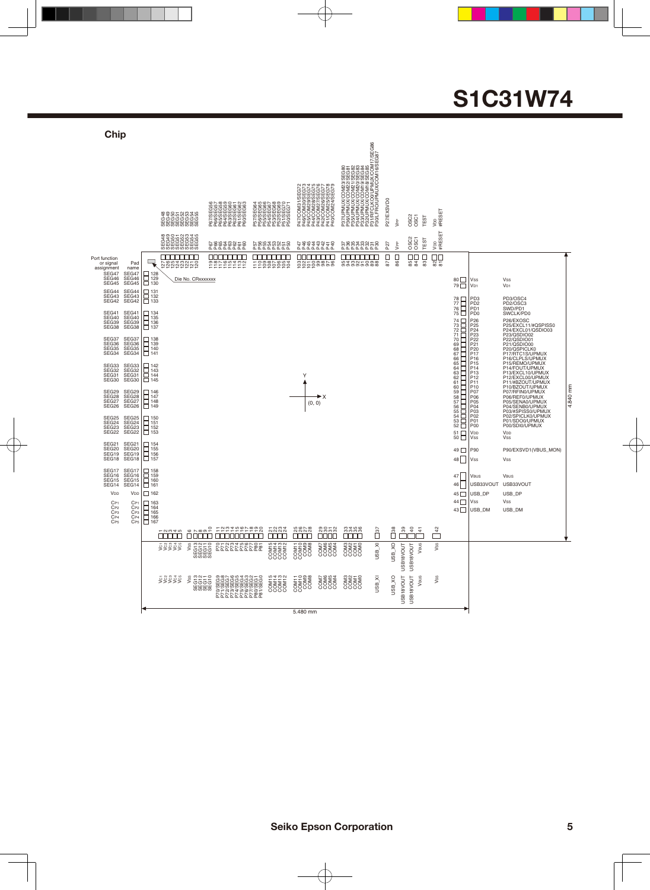## Chip

Die No. CRxxxxxxx

Chip size: 5.480 mm (X) × 4.840 mm (Y); origin (0, 0) at chip center

| Pad No. | Pad name | Port function or signal assignment |
| --- | --- | --- |
| 1 | VC1 | VC1 |
| 2 | VC2 | VC2 |
| 3 | VC3 | VC3 |
| 4 | VC4 | VC4 |
| 5 | VC5 | VC5 |
| 6 | VSS | VSS |
| 7 | SEG13 | SEG13 |
| 8 | SEG12 | SEG12 |
| 9 | SEG11 | SEG11 |
| 10 | SEG10 | SEG10 |
| 11 | P70 | P70/SEG9 |
| 12 | P71 | P71/SEG8 |
| 13 | P72 | P72/SEG7 |
| 14 | P73 | P73/SEG6 |
| 15 | P74 | P74/SEG5 |
| 16 | P75 | P75/SEG4 |
| 17 | P76 | P76/SEG3 |
| 18 | P77 | P77/SEG2 |
| 19 | P80 | P80/SEG1 |
| 20 | P81 | P81/SEG0 |
| 21 | COM15 | COM15 |
| 22 | COM14 | COM14 |
| 23 | COM13 | COM13 |
| 24 | COM12 | COM12 |
| 25 | COM11 | COM11 |
| 26 | COM10 | COM10 |
| 27 | COM9 | COM9 |
| 28 | COM8 | COM8 |
| 29 | COM7 | COM7 |
| 30 | COM6 | COM6 |
| 31 | COM5 | COM5 |
| 32 | COM4 | COM4 |
| 33 | COM3 | COM3 |
| 34 | COM2 | COM2 |
| 35 | COM1 | COM1 |
| 36 | COM0 | COM0 |
| 37 | USB_XI | USB_XI |
| 38 | USB_XO | USB_XO |
| 39 | USB18VOUT | USB18VOUT |
| 40 | USB18VOUT | USB18VOUT |
| 41 | VBUS | VBUS |
| 42 | VSS | VSS |
| 43 | USB_DM | USB_DM |
| 44 | VSS | VSS |
| 45 | USB_DP | USB_DP |
| 46 | USB33VOUT | USB33VOUT |
| 47 | VBUS | VBUS |
| 48 | VSS | VSS |
| 49 | P90 | P90/EXSVD1(VBUS_MON) |
| 50 | VSS | VSS |
| 51 | VDD | VDD |
| 52 | P00 | P00/SDI0/UPMUX |
| 53 | P01 | P01/SDO0/UPMUX |
| 54 | P02 | P02/SPICLK0/UPMUX |
| 55 | P03 | P03/#SPISS0/UPMUX |
| 56 | P04 | P04/SENB0/UPMUX |
| 57 | P05 | P05/SENA0/UPMUX |
| 58 | P06 | P06/REF0/UPMUX |
| 59 | P07 | P07/RFIN0/UPMUX |
| 60 | P10 | P10/BZOUT/UPMUX |
| 61 | P11 | P11/#BZOUT/UPMUX |
| 62 | P12 | P12/EXCL00/UPMUX |
| 63 | P13 | P13/EXCL10/UPMUX |
| 64 | P14 | P14/FOUT/UPMUX |
| 65 | P15 | P15/REMO/UPMUX |
| 66 | P16 | P16/CLPLS/UPMUX |
| 67 | P17 | P17/RTC1S/UPMUX |
| 68 | P20 | P20/QSPICLK0 |
| 69 | P21 | P21/QSDIO00 |
| 70 | P22 | P22/QSDIO01 |
| 71 | P23 | P23/QSDIO02 |
| 72 | P24 | P24/EXCL01/QSDIO03 |
| 73 | P25 | P25/EXCL11/#QSPISS0 |
| 74 | P26 | P26/EXOSC |
| 75 | PD0 | SWCLK/PD0 |
| 76 | PD1 | SWD/PD1 |
| 77 | PD2 | PD2/OSC3 |
| 78 | PD3 | PD3/OSC4 |
| 79 | VD1 | VD1 |
| 80 | VSS | VSS |
| 81 | #RESET | #RESET |
| 82 | VDD | VDD |
| 83 | TEST | TEST |
| 84 | OSC1 | OSC1 |
| 85 | OSC2 | OSC2 |
| 86 | VPP | VPP |
| 87 | P27 | P27/EXSVD0 |
| 88 | P30 | P30/LFRO/UPMUX/COM16/SEG87 |
| 89 | P31 | P31/RTCCLKO/UPMUX/COM17/SEG86 |
| 90 | P32 | P32/UPMUX/COM18/SEG85 |
| 91 | P33 | P33/UPMUX/COM19/SEG84 |
| 92 | P34 | P34/UPMUX/COM20/SEG83 |
| 93 | P35 | P35/UPMUX/COM21/SEG82 |
| 94 | P36 | P36/UPMUX/COM22/SEG81 |
| 95 | P37 | P37/UPMUX/COM23/SEG80 |
| 96 | P40 | P40/COM24/SEG79 |
| 97 | P41 | P41/COM25/SEG78 |
| 98 | P42 | P42/COM26/SEG77 |
| 99 | P43 | P43/COM27/SEG76 |
| 100 | P44 | P44/COM28/SEG75 |
| 101 | P45 | P45/COM29/SEG74 |
| 102 | P46 | P46/COM30/SEG73 |
| 103 | P47 | P47/COM31/SEG72 |
| 104 | P50 | P50/SEG71 |
| 105 | P51 | P51/SEG70 |
| 106 | P52 | P52/SEG69 |
| 107 | P53 | P53/SEG68 |
| 108 | P54 | P54/SEG67 |
| 109 | P55 | P55/SEG66 |
| 110 | P56 | P56/SEG65 |
| 111 | P57 | P57/SEG64 |
| 112 | P60 | P60/SEG63 |
| 113 | P61 | P61/SEG62 |
| 114 | P62 | P62/SEG61 |
| 115 | P63 | P63/SEG60 |
| 116 | P64 | P64/SEG59 |
| 117 | P65 | P65/SEG58 |
| 118 | P66 | P66/SEG57 |
| 119 | P67 | P67/SEG56 |
| 120 | SEG55 | SEG55 |
| 121 | SEG54 | SEG54 |
| 122 | SEG53 | SEG53 |
| 123 | SEG52 | SEG52 |
| 124 | SEG51 | SEG51 |
| 125 | SEG50 | SEG50 |
| 126 | SEG49 | SEG49 |
| 127 | SEG48 | SEG48 |
| 128 | SEG47 | SEG47 |
| 129 | SEG46 | SEG46 |
| 130 | SEG45 | SEG45 |
| 131 | SEG44 | SEG44 |
| 132 | SEG43 | SEG43 |
| 133 | SEG42 | SEG42 |
| 134 | SEG41 | SEG41 |
| 135 | SEG40 | SEG40 |
| 136 | SEG39 | SEG39 |
| 137 | SEG38 | SEG38 |
| 138 | SEG37 | SEG37 |
| 139 | SEG36 | SEG36 |
| 140 | SEG35 | SEG35 |
| 141 | SEG34 | SEG34 |
| 142 | SEG33 | SEG33 |
| 143 | SEG32 | SEG32 |
| 144 | SEG31 | SEG31 |
| 145 | SEG30 | SEG30 |
| 146 | SEG29 | SEG29 |
| 147 | SEG28 | SEG28 |
| 148 | SEG27 | SEG27 |
| 149 | SEG26 | SEG26 |
| 150 | SEG25 | SEG25 |
| 151 | SEG24 | SEG24 |
| 152 | SEG23 | SEG23 |
| 153 | SEG22 | SEG22 |
| 154 | SEG21 | SEG21 |
| 155 | SEG20 | SEG20 |
| 156 | SEG19 | SEG19 |
| 157 | SEG18 | SEG18 |
| 158 | SEG17 | SEG17 |
| 159 | SEG16 | SEG16 |
| 160 | SEG15 | SEG15 |
| 161 | SEG14 | SEG14 |
| 162 | VDD | VDD |
| 163 | CP1 | CP1 |
| 164 | CP2 | CP2 |
| 165 | CP3 | CP3 |
| 166 | CP4 | CP4 |
| 167 | CP5 | CP5 |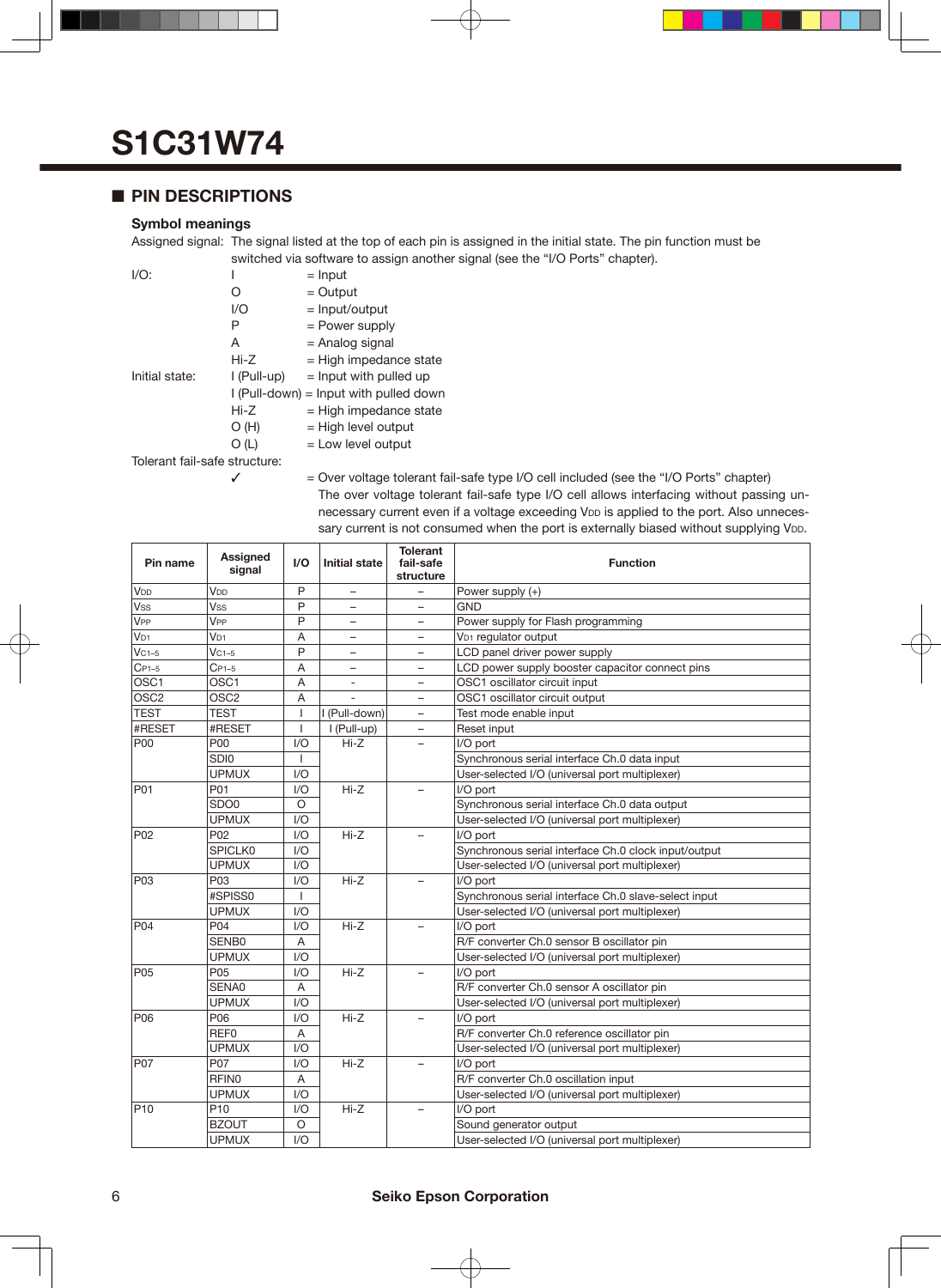# S1C31W74

## ■ PIN DESCRIPTIONS

### Symbol meanings

Assigned signal: The signal listed at the top of each pin is assigned in the initial state. The pin function must be switched via software to assign another signal (see the "I/O Ports" chapter).

I/O:
- I = Input
- O = Output
- I/O = Input/output
- P = Power supply
- A = Analog signal
- Hi-Z = High impedance state

Initial state:
- I (Pull-up) = Input with pulled up
- I (Pull-down) = Input with pulled down
- Hi-Z = High impedance state
- O (H) = High level output
- O (L) = Low level output

Tolerant fail-safe structure:
- ✓ = Over voltage tolerant fail-safe type I/O cell included (see the "I/O Ports" chapter)
  The over voltage tolerant fail-safe type I/O cell allows interfacing without passing unnecessary current even if a voltage exceeding $V_{DD}$ is applied to the port. Also unnecessary current is not consumed when the port is externally biased without supplying $V_{DD}$.

| Pin name | Assigned signal | I/O | Initial state | Tolerant fail-safe structure | Function |
|---|---|---|---|---|---|
| $V_{DD}$ | $V_{DD}$ | P | – | – | Power supply (+) |
| $V_{SS}$ | $V_{SS}$ | P | – | – | GND |
| $V_{PP}$ | $V_{PP}$ | P | – | – | Power supply for Flash programming |
| $V_{D1}$ | $V_{D1}$ | A | – | – | $V_{D1}$ regulator output |
| $V_{C1-5}$ | $V_{C1-5}$ | P | – | – | LCD panel driver power supply |
| $C_{P1-5}$ | $C_{P1-5}$ | A | – | – | LCD power supply booster capacitor connect pins |
| OSC1 | OSC1 | A | - | – | OSC1 oscillator circuit input |
| OSC2 | OSC2 | A | - | – | OSC1 oscillator circuit output |
| TEST | TEST | I | I (Pull-down) | – | Test mode enable input |
| #RESET | #RESET | I | I (Pull-up) | – | Reset input |
| P00 | P00 | I/O | Hi-Z | – | I/O port |
| | SDI0 | I | | | Synchronous serial interface Ch.0 data input |
| | UPMUX | I/O | | | User-selected I/O (universal port multiplexer) |
| P01 | P01 | I/O | Hi-Z | – | I/O port |
| | SDO0 | O | | | Synchronous serial interface Ch.0 data output |
| | UPMUX | I/O | | | User-selected I/O (universal port multiplexer) |
| P02 | P02 | I/O | Hi-Z | – | I/O port |
| | SPICLK0 | I/O | | | Synchronous serial interface Ch.0 clock input/output |
| | UPMUX | I/O | | | User-selected I/O (universal port multiplexer) |
| P03 | P03 | I/O | Hi-Z | – | I/O port |
| | #SPISS0 | I | | | Synchronous serial interface Ch.0 slave-select input |
| | UPMUX | I/O | | | User-selected I/O (universal port multiplexer) |
| P04 | P04 | I/O | Hi-Z | – | I/O port |
| | SENB0 | A | | | R/F converter Ch.0 sensor B oscillator pin |
| | UPMUX | I/O | | | User-selected I/O (universal port multiplexer) |
| P05 | P05 | I/O | Hi-Z | – | I/O port |
| | SENA0 | A | | | R/F converter Ch.0 sensor A oscillator pin |
| | UPMUX | I/O | | | User-selected I/O (universal port multiplexer) |
| P06 | P06 | I/O | Hi-Z | – | I/O port |
| | REF0 | A | | | R/F converter Ch.0 reference oscillator pin |
| | UPMUX | I/O | | | User-selected I/O (universal port multiplexer) |
| P07 | P07 | I/O | Hi-Z | – | I/O port |
| | RFIN0 | A | | | R/F converter Ch.0 oscillation input |
| | UPMUX | I/O | | | User-selected I/O (universal port multiplexer) |
| P10 | P10 | I/O | Hi-Z | – | I/O port |
| | BZOUT | O | | | Sound generator output |
| | UPMUX | I/O | | | User-selected I/O (universal port multiplexer) |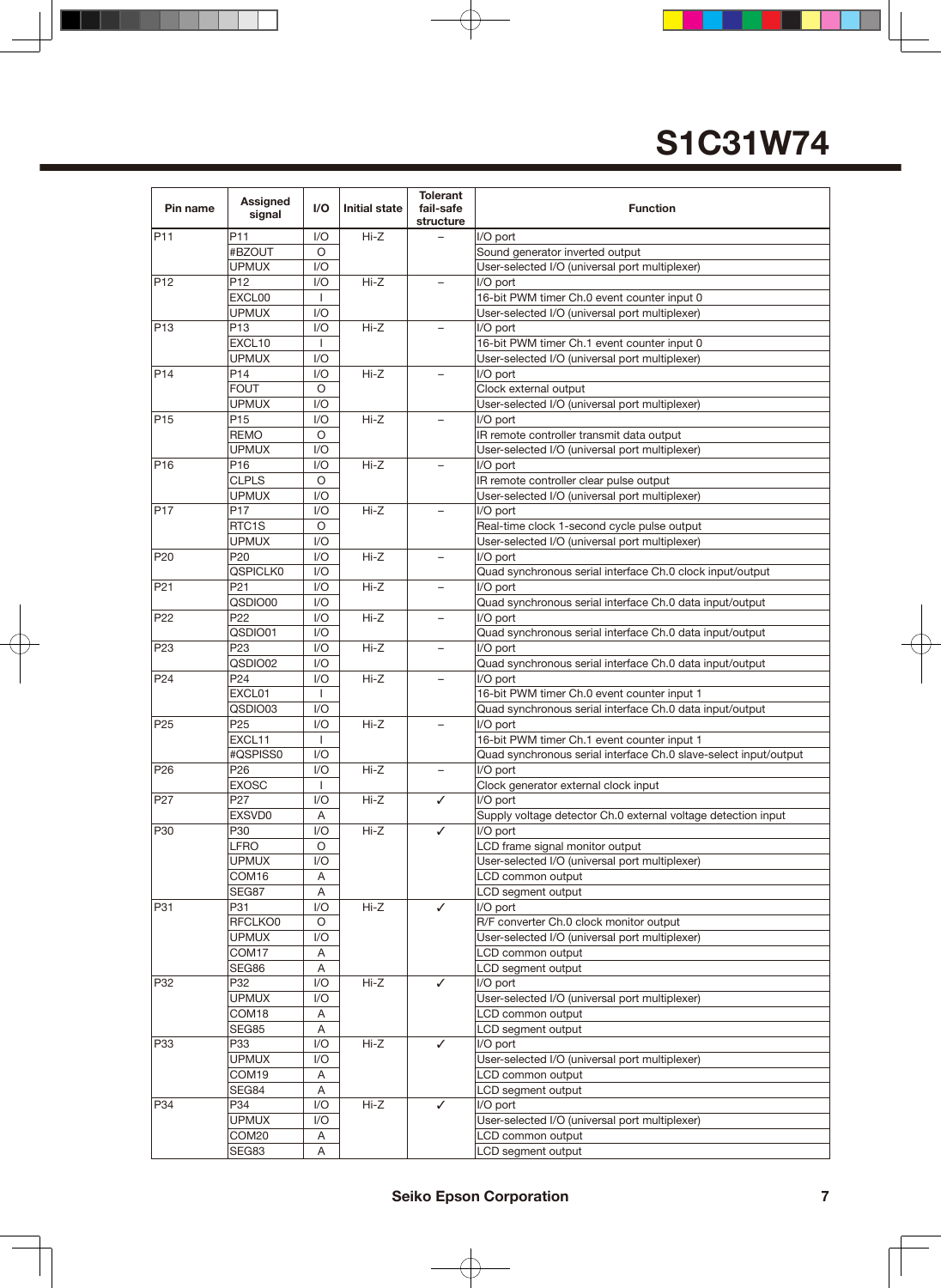| Pin name | Assigned signal | I/O | Initial state | Tolerant fail-safe structure | Function |
|---|---|---|---|---|---|
| P11 | P11 | I/O | Hi-Z | – | I/O port |
| | #BZOUT | O | | | Sound generator inverted output |
| | UPMUX | I/O | | | User-selected I/O (universal port multiplexer) |
| P12 | P12 | I/O | Hi-Z | – | I/O port |
| | EXCL00 | I | | | 16-bit PWM timer Ch.0 event counter input 0 |
| | UPMUX | I/O | | | User-selected I/O (universal port multiplexer) |
| P13 | P13 | I/O | Hi-Z | – | I/O port |
| | EXCL10 | I | | | 16-bit PWM timer Ch.1 event counter input 0 |
| | UPMUX | I/O | | | User-selected I/O (universal port multiplexer) |
| P14 | P14 | I/O | Hi-Z | – | I/O port |
| | FOUT | O | | | Clock external output |
| | UPMUX | I/O | | | User-selected I/O (universal port multiplexer) |
| P15 | P15 | I/O | Hi-Z | – | I/O port |
| | REMO | O | | | IR remote controller transmit data output |
| | UPMUX | I/O | | | User-selected I/O (universal port multiplexer) |
| P16 | P16 | I/O | Hi-Z | – | I/O port |
| | CLPLS | O | | | IR remote controller clear pulse output |
| | UPMUX | I/O | | | User-selected I/O (universal port multiplexer) |
| P17 | P17 | I/O | Hi-Z | – | I/O port |
| | RTC1S | O | | | Real-time clock 1-second cycle pulse output |
| | UPMUX | I/O | | | User-selected I/O (universal port multiplexer) |
| P20 | P20 | I/O | Hi-Z | – | I/O port |
| | QSPICLK0 | I/O | | | Quad synchronous serial interface Ch.0 clock input/output |
| P21 | P21 | I/O | Hi-Z | – | I/O port |
| | QSDIO00 | I/O | | | Quad synchronous serial interface Ch.0 data input/output |
| P22 | P22 | I/O | Hi-Z | – | I/O port |
| | QSDIO01 | I/O | | | Quad synchronous serial interface Ch.0 data input/output |
| P23 | P23 | I/O | Hi-Z | – | I/O port |
| | QSDIO02 | I/O | | | Quad synchronous serial interface Ch.0 data input/output |
| P24 | P24 | I/O | Hi-Z | – | I/O port |
| | EXCL01 | I | | | 16-bit PWM timer Ch.0 event counter input 1 |
| | QSDIO03 | I/O | | | Quad synchronous serial interface Ch.0 data input/output |
| P25 | P25 | I/O | Hi-Z | – | I/O port |
| | EXCL11 | I | | | 16-bit PWM timer Ch.1 event counter input 1 |
| | #QSPISS0 | I/O | | | Quad synchronous serial interface Ch.0 slave-select input/output |
| P26 | P26 | I/O | Hi-Z | – | I/O port |
| | EXOSC | I | | | Clock generator external clock input |
| P27 | P27 | I/O | Hi-Z | ✓ | I/O port |
| | EXSVD0 | A | | | Supply voltage detector Ch.0 external voltage detection input |
| P30 | P30 | I/O | Hi-Z | ✓ | I/O port |
| | LFRO | O | | | LCD frame signal monitor output |
| | UPMUX | I/O | | | User-selected I/O (universal port multiplexer) |
| | COM16 | A | | | LCD common output |
| | SEG87 | A | | | LCD segment output |
| P31 | P31 | I/O | Hi-Z | ✓ | I/O port |
| | RFCLKO0 | O | | | R/F converter Ch.0 clock monitor output |
| | UPMUX | I/O | | | User-selected I/O (universal port multiplexer) |
| | COM17 | A | | | LCD common output |
| | SEG86 | A | | | LCD segment output |
| P32 | P32 | I/O | Hi-Z | ✓ | I/O port |
| | UPMUX | I/O | | | User-selected I/O (universal port multiplexer) |
| | COM18 | A | | | LCD common output |
| | SEG85 | A | | | LCD segment output |
| P33 | P33 | I/O | Hi-Z | ✓ | I/O port |
| | UPMUX | I/O | | | User-selected I/O (universal port multiplexer) |
| | COM19 | A | | | LCD common output |
| | SEG84 | A | | | LCD segment output |
| P34 | P34 | I/O | Hi-Z | ✓ | I/O port |
| | UPMUX | I/O | | | User-selected I/O (universal port multiplexer) |
| | COM20 | A | | | LCD common output |
| | SEG83 | A | | | LCD segment output |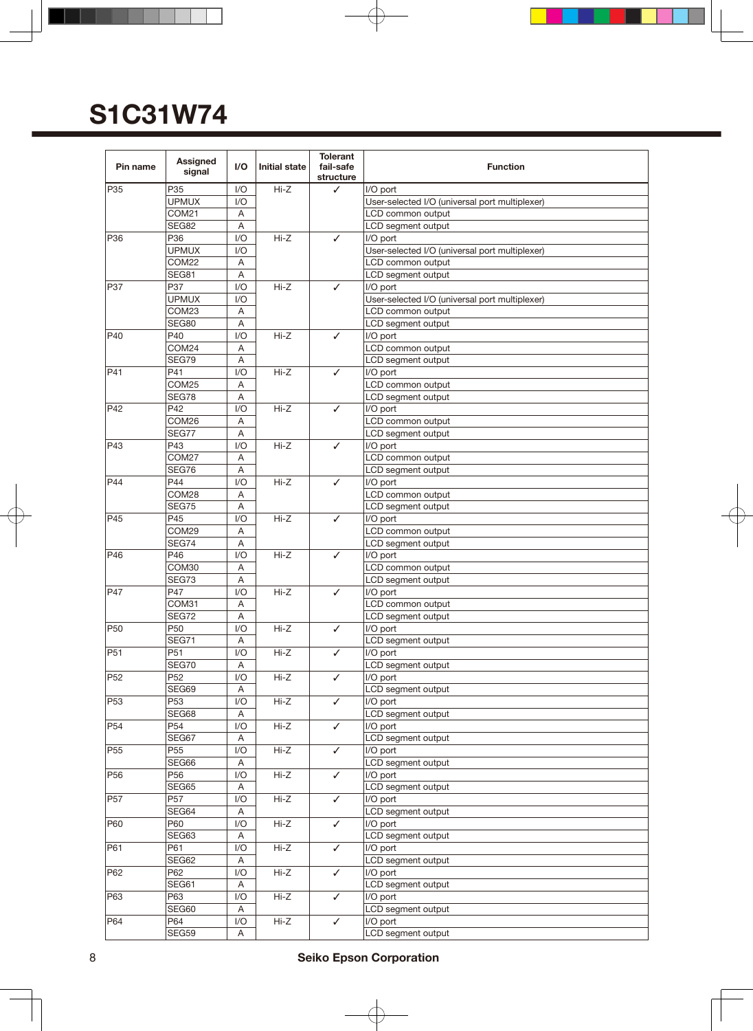# S1C31W74

| Pin name | Assigned signal | I/O | Initial state | Tolerant fail-safe structure | Function |
|---|---|---|---|---|---|
| P35 | P35 | I/O | Hi-Z | ✓ | I/O port |
| | UPMUX | I/O | | | User-selected I/O (universal port multiplexer) |
| | COM21 | A | | | LCD common output |
| | SEG82 | A | | | LCD segment output |
| P36 | P36 | I/O | Hi-Z | ✓ | I/O port |
| | UPMUX | I/O | | | User-selected I/O (universal port multiplexer) |
| | COM22 | A | | | LCD common output |
| | SEG81 | A | | | LCD segment output |
| P37 | P37 | I/O | Hi-Z | ✓ | I/O port |
| | UPMUX | I/O | | | User-selected I/O (universal port multiplexer) |
| | COM23 | A | | | LCD common output |
| | SEG80 | A | | | LCD segment output |
| P40 | P40 | I/O | Hi-Z | ✓ | I/O port |
| | COM24 | A | | | LCD common output |
| | SEG79 | A | | | LCD segment output |
| P41 | P41 | I/O | Hi-Z | ✓ | I/O port |
| | COM25 | A | | | LCD common output |
| | SEG78 | A | | | LCD segment output |
| P42 | P42 | I/O | Hi-Z | ✓ | I/O port |
| | COM26 | A | | | LCD common output |
| | SEG77 | A | | | LCD segment output |
| P43 | P43 | I/O | Hi-Z | ✓ | I/O port |
| | COM27 | A | | | LCD common output |
| | SEG76 | A | | | LCD segment output |
| P44 | P44 | I/O | Hi-Z | ✓ | I/O port |
| | COM28 | A | | | LCD common output |
| | SEG75 | A | | | LCD segment output |
| P45 | P45 | I/O | Hi-Z | ✓ | I/O port |
| | COM29 | A | | | LCD common output |
| | SEG74 | A | | | LCD segment output |
| P46 | P46 | I/O | Hi-Z | ✓ | I/O port |
| | COM30 | A | | | LCD common output |
| | SEG73 | A | | | LCD segment output |
| P47 | P47 | I/O | Hi-Z | ✓ | I/O port |
| | COM31 | A | | | LCD common output |
| | SEG72 | A | | | LCD segment output |
| P50 | P50 | I/O | Hi-Z | ✓ | I/O port |
| | SEG71 | A | | | LCD segment output |
| P51 | P51 | I/O | Hi-Z | ✓ | I/O port |
| | SEG70 | A | | | LCD segment output |
| P52 | P52 | I/O | Hi-Z | ✓ | I/O port |
| | SEG69 | A | | | LCD segment output |
| P53 | P53 | I/O | Hi-Z | ✓ | I/O port |
| | SEG68 | A | | | LCD segment output |
| P54 | P54 | I/O | Hi-Z | ✓ | I/O port |
| | SEG67 | A | | | LCD segment output |
| P55 | P55 | I/O | Hi-Z | ✓ | I/O port |
| | SEG66 | A | | | LCD segment output |
| P56 | P56 | I/O | Hi-Z | ✓ | I/O port |
| | SEG65 | A | | | LCD segment output |
| P57 | P57 | I/O | Hi-Z | ✓ | I/O port |
| | SEG64 | A | | | LCD segment output |
| P60 | P60 | I/O | Hi-Z | ✓ | I/O port |
| | SEG63 | A | | | LCD segment output |
| P61 | P61 | I/O | Hi-Z | ✓ | I/O port |
| | SEG62 | A | | | LCD segment output |
| P62 | P62 | I/O | Hi-Z | ✓ | I/O port |
| | SEG61 | A | | | LCD segment output |
| P63 | P63 | I/O | Hi-Z | ✓ | I/O port |
| | SEG60 | A | | | LCD segment output |
| P64 | P64 | I/O | Hi-Z | ✓ | I/O port |
| | SEG59 | A | | | LCD segment output |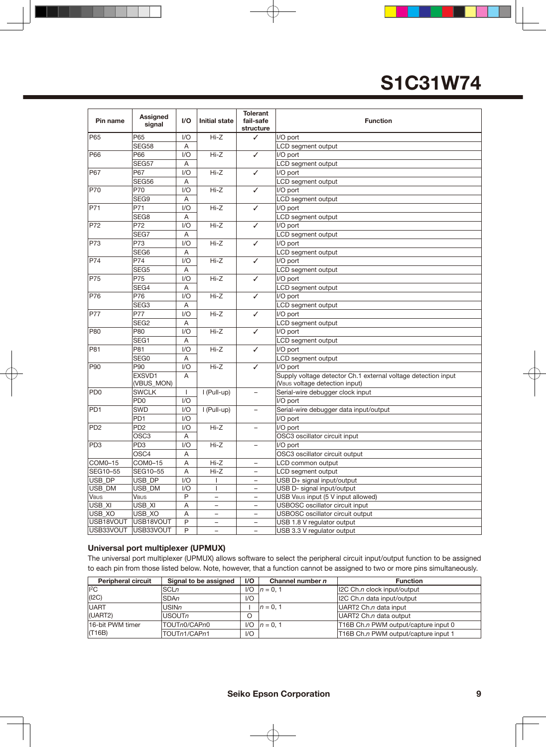| Pin name | Assigned signal | I/O | Initial state | Tolerant fail-safe structure | Function |
|---|---|---|---|---|---|
| P65 | P65 | I/O | Hi-Z | ✓ | I/O port |
| | SEG58 | A | | | LCD segment output |
| P66 | P66 | I/O | Hi-Z | ✓ | I/O port |
| | SEG57 | A | | | LCD segment output |
| P67 | P67 | I/O | Hi-Z | ✓ | I/O port |
| | SEG56 | A | | | LCD segment output |
| P70 | P70 | I/O | Hi-Z | ✓ | I/O port |
| | SEG9 | A | | | LCD segment output |
| P71 | P71 | I/O | Hi-Z | ✓ | I/O port |
| | SEG8 | A | | | LCD segment output |
| P72 | P72 | I/O | Hi-Z | ✓ | I/O port |
| | SEG7 | A | | | LCD segment output |
| P73 | P73 | I/O | Hi-Z | ✓ | I/O port |
| | SEG6 | A | | | LCD segment output |
| P74 | P74 | I/O | Hi-Z | ✓ | I/O port |
| | SEG5 | A | | | LCD segment output |
| P75 | P75 | I/O | Hi-Z | ✓ | I/O port |
| | SEG4 | A | | | LCD segment output |
| P76 | P76 | I/O | Hi-Z | ✓ | I/O port |
| | SEG3 | A | | | LCD segment output |
| P77 | P77 | I/O | Hi-Z | ✓ | I/O port |
| | SEG2 | A | | | LCD segment output |
| P80 | P80 | I/O | Hi-Z | ✓ | I/O port |
| | SEG1 | A | | | LCD segment output |
| P81 | P81 | I/O | Hi-Z | ✓ | I/O port |
| | SEG0 | A | | | LCD segment output |
| P90 | P90 | I/O | Hi-Z | ✓ | I/O port |
| | EXSVD1 (VBUS_MON) | A | | | Supply voltage detector Ch.1 external voltage detection input (VBUS voltage detection input) |
| PD0 | SWCLK | I | I (Pull-up) | – | Serial-wire debugger clock input |
| | PD0 | I/O | | | I/O port |
| PD1 | SWD | I/O | I (Pull-up) | – | Serial-wire debugger data input/output |
| | PD1 | I/O | | | I/O port |
| PD2 | PD2 | I/O | Hi-Z | – | I/O port |
| | OSC3 | A | | | OSC3 oscillator circuit input |
| PD3 | PD3 | I/O | Hi-Z | – | I/O port |
| | OSC4 | A | | | OSC3 oscillator circuit output |
| COM0–15 | COM0–15 | A | Hi-Z | – | LCD common output |
| SEG10–55 | SEG10–55 | A | Hi-Z | – | LCD segment output |
| USB_DP | USB_DP | I/O | I | – | USB D+ signal input/output |
| USB_DM | USB_DM | I/O | I | – | USB D- signal input/output |
| VBUS | VBUS | P | – | – | USB VBUS input (5 V input allowed) |
| USB_XI | USB_XI | A | – | – | USBOSC oscillator circuit input |
| USB_XO | USB_XO | A | – | – | USBOSC oscillator circuit output |
| USB18VOUT | USB18VOUT | P | – | – | USB 1.8 V regulator output |
| USB33VOUT | USB33VOUT | P | – | – | USB 3.3 V regulator output |

### Universal port multiplexer (UPMUX)

The universal port multiplexer (UPMUX) allows software to select the peripheral circuit input/output function to be assigned to each pin from those listed below. Note, however, that a function cannot be assigned to two or more pins simultaneously.

| Peripheral circuit | Signal to be assigned | I/O | Channel number *n* | Function |
|---|---|---|---|---|
| I2C (I2C) | SCL*n* | I/O | *n* = 0, 1 | I2C Ch.*n* clock input/output |
| | SDA*n* | I/O | | I2C Ch.*n* data input/output |
| UART (UART2) | USIN*n* | I | *n* = 0, 1 | UART2 Ch.*n* data input |
| | USOUT*n* | O | | UART2 Ch.*n* data output |
| 16-bit PWM timer (T16B) | TOUT*n*0/CAP*n*0 | I/O | *n* = 0, 1 | T16B Ch.*n* PWM output/capture input 0 |
| | TOUT*n*1/CAP*n*1 | I/O | | T16B Ch.*n* PWM output/capture input 1 |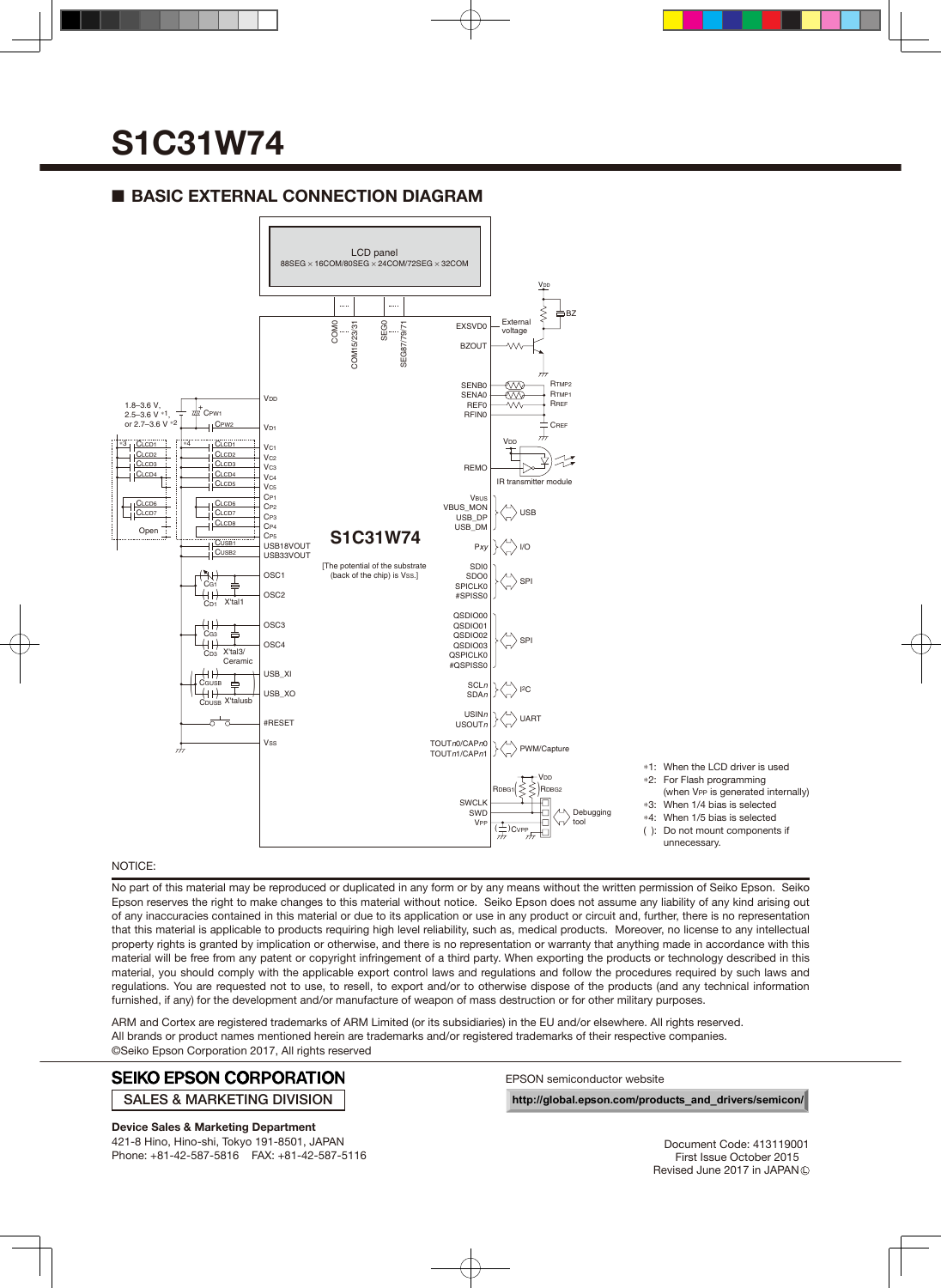# S1C31W74

## ■ BASIC EXTERNAL CONNECTION DIAGRAM

LCD panel
88SEG × 16COM/80SEG × 24COM/72SEG × 32COM

COM0 ... COM15/23/31
SEG0 ... SEG87/79/71

S1C31W74

[The potential of the substrate (back of the chip) is VSS.]

VDD, VD1, VC1, VC2, VC3, VC4, VC5, CP1, CP2, CP3, CP4, CP5, USB18VOUT, USB33VOUT, OSC1, OSC2, OSC3, OSC4, USB_XI, USB_XO, #RESET, VSS

1.8–3.6 V, 2.5–3.6 V *1, or 2.7–3.6 V *2

CPW1, CPW2, CLCD1–CLCD8, CUSB1, CUSB2, CG1, CD1, X'tal1, CG3, CD3, X'tal3/Ceramic, CGUSB, CDUSB, X'talusb, Open

EXSVD0 — External voltage
BZOUT — BZ
SENB0, SENA0, REF0, RFIN0 — RTMP2, RTMP1, RREF, CREF
REMO — IR transmitter module
VBUS, VBUS_MON, USB_DP, USB_DM — USB
Pxy — I/O
SDI0, SDO0, SPICLK0, #SPISS0 — SPI
QSDIO00, QSDIO01, QSDIO02, QSDIO03, QSPICLK0, #QSPISS0 — SPI
SCLn, SDAn — I2C
USINn, USOUTn — UART
TOUTn0/CAPn0, TOUTn1/CAPn1 — PWM/Capture
SWCLK, SWD, VPP — Debugging tool (RDBG1, RDBG2, CVPP)

*1: When the LCD driver is used
*2: For Flash programming (when VPP is generated internally)
*3: When 1/4 bias is selected
*4: When 1/5 bias is selected
( ): Do not mount components if unnecessary.

NOTICE:

No part of this material may be reproduced or duplicated in any form or by any means without the written permission of Seiko Epson. Seiko Epson reserves the right to make changes to this material without notice. Seiko Epson does not assume any liability of any kind arising out of any inaccuracies contained in this material or due to its application or use in any product or circuit and, further, there is no representation that this material is applicable to products requiring high level reliability, such as, medical products. Moreover, no license to any intellectual property rights is granted by implication or otherwise, and there is no representation or warranty that anything made in accordance with this material will be free from any patent or copyright infringement of a third party. When exporting the products or technology described in this material, you should comply with the applicable export control laws and regulations and follow the procedures required by such laws and regulations. You are requested not to use, to resell, to export and/or to otherwise dispose of the products (and any technical information furnished, if any) for the development and/or manufacture of weapon of mass destruction or for other military purposes.

ARM and Cortex are registered trademarks of ARM Limited (or its subsidiaries) in the EU and/or elsewhere. All rights reserved.
All brands or product names mentioned herein are trademarks and/or registered trademarks of their respective companies.
©Seiko Epson Corporation 2017, All rights reserved

**SEIKO EPSON CORPORATION**
SALES & MARKETING DIVISION

**Device Sales & Marketing Department**
421-8 Hino, Hino-shi, Tokyo 191-8501, JAPAN
Phone: +81-42-587-5816 FAX: +81-42-587-5116

EPSON semiconductor website
**http://global.epson.com/products_and_drivers/semicon/**

Document Code: 413119001
First Issue October 2015
Revised June 2017 in JAPAN